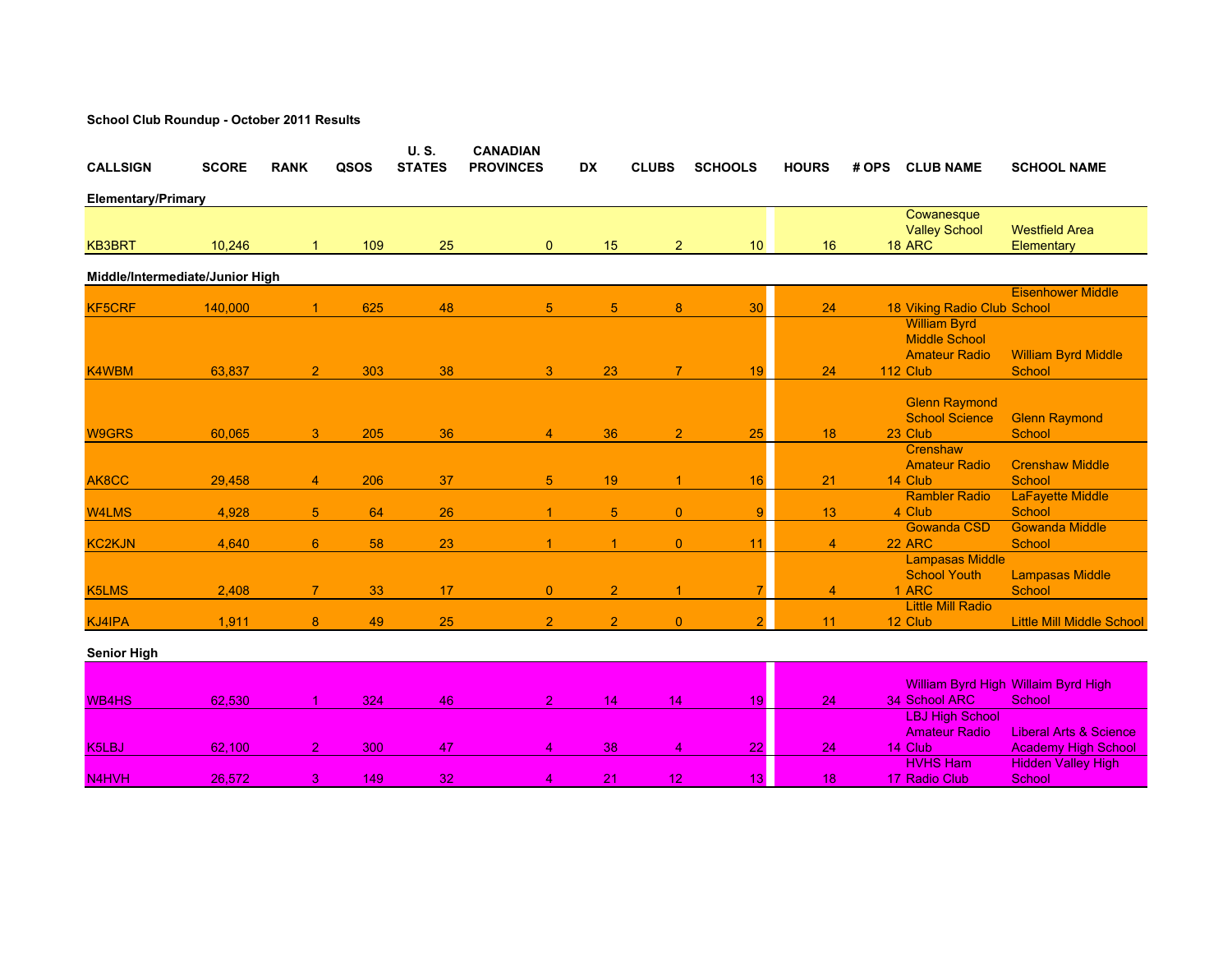**School Club Roundup - October 2011 Results**

| CALLSIGN | SCORE | RANK | QSOS | U. S. STATES | CANADIAN PROVINCES | DX | CLUBS | SCHOOLS | HOURS | # OPS | CLUB NAME | SCHOOL NAME |
|---|---|---|---|---|---|---|---|---|---|---|---|---|
| **Elementary/Primary** | | | | | | | | | | | | |
| KB3BRT | 10,246 | 1 | 109 | 25 | 0 | 15 | 2 | 10 | 16 | 18 | Cowanesque Valley School ARC | Westfield Area Elementary |
| **Middle/Intermediate/Junior High** | | | | | | | | | | | | |
| KF5CRF | 140,000 | 1 | 625 | 48 | 5 | 5 | 8 | 30 | 24 | 18 | Viking Radio Club | Eisenhower Middle School |
| K4WBM | 63,837 | 2 | 303 | 38 | 3 | 23 | 7 | 19 | 24 | 112 | William Byrd Middle School Amateur Radio Club | William Byrd Middle School |
| W9GRS | 60,065 | 3 | 205 | 36 | 4 | 36 | 2 | 25 | 18 | 23 | Glenn Raymond School Science Club | Glenn Raymond School |
| AK8CC | 29,458 | 4 | 206 | 37 | 5 | 19 | 1 | 16 | 21 | 14 | Crenshaw Amateur Radio Club | Crenshaw Middle School |
| W4LMS | 4,928 | 5 | 64 | 26 | 1 | 5 | 0 | 9 | 13 | 4 | Rambler Radio Club | LaFayette Middle School |
| KC2KJN | 4,640 | 6 | 58 | 23 | 1 | 1 | 0 | 11 | 4 | 22 | Gowanda CSD ARC | Gowanda Middle School |
| K5LMS | 2,408 | 7 | 33 | 17 | 0 | 2 | 1 | 7 | 4 | 1 | Lampasas Middle School Youth ARC | Lampasas Middle School |
| KJ4IPA | 1,911 | 8 | 49 | 25 | 2 | 2 | 0 | 2 | 11 | 12 | Little Mill Radio Club | Little Mill Middle School |
| **Senior High** | | | | | | | | | | | | |
| WB4HS | 62,530 | 1 | 324 | 46 | 2 | 14 | 14 | 19 | 24 | 34 | William Byrd High School ARC | Willaim Byrd High School |
| K5LBJ | 62,100 | 2 | 300 | 47 | 4 | 38 | 4 | 22 | 24 | 14 | LBJ High School Amateur Radio Club | Liberal Arts & Science Academy High School |
| N4HVH | 26,572 | 3 | 149 | 32 | 4 | 21 | 12 | 13 | 18 | 17 | HVHS Ham Radio Club | Hidden Valley High School |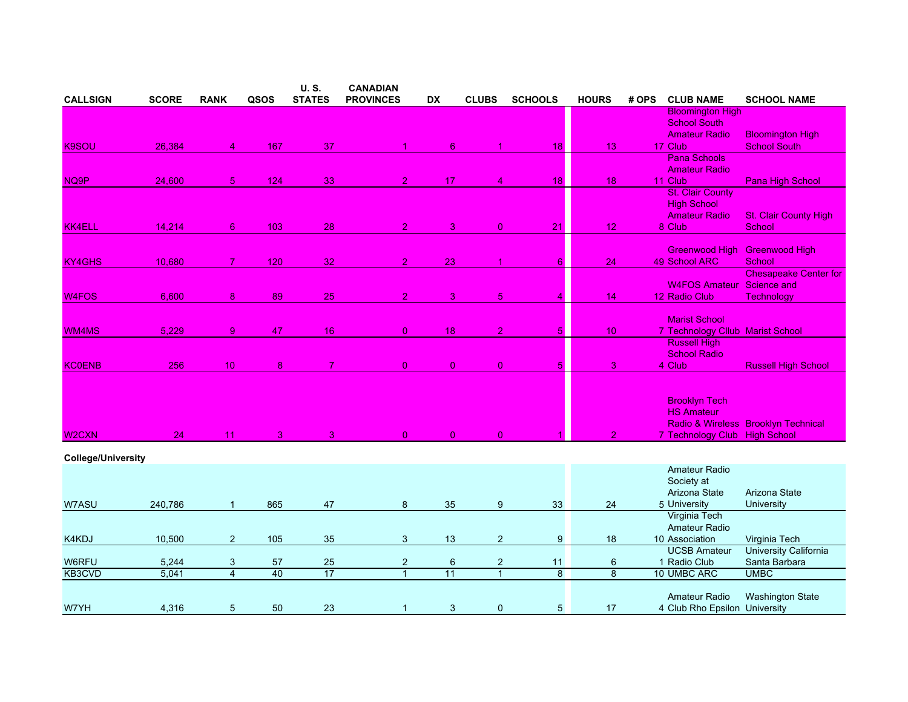| CALLSIGN | SCORE | RANK | QSOS | U. S. STATES | CANADIAN PROVINCES | DX | CLUBS | SCHOOLS | HOURS | # OPS | CLUB NAME | SCHOOL NAME |
|---|---|---|---|---|---|---|---|---|---|---|---|---|
| K9SOU | 26,384 | 4 | 167 | 37 | 1 | 6 | 1 | 18 | 13 | 17 | Bloomington High School South Amateur Radio Club | Bloomington High School South |
| NQ9P | 24,600 | 5 | 124 | 33 | 2 | 17 | 4 | 18 | 18 | 11 | Pana Schools Amateur Radio Club | Pana High School |
| KK4ELL | 14,214 | 6 | 103 | 28 | 2 | 3 | 0 | 21 | 12 | 8 | St. Clair County High School Amateur Radio Club | St. Clair County High School |
| KY4GHS | 10,680 | 7 | 120 | 32 | 2 | 23 | 1 | 6 | 24 | 49 | Greenwood High School ARC | Greenwood High School |
| W4FOS | 6,600 | 8 | 89 | 25 | 2 | 3 | 5 | 4 | 14 | 12 | W4FOS Amateur Radio Club | Chesapeake Center for Science and Technology |
| WM4MS | 5,229 | 9 | 47 | 16 | 0 | 18 | 2 | 5 | 10 | 7 | Marist School Technology Cllub | Marist School |
| KC0ENB | 256 | 10 | 8 | 7 | 0 | 0 | 0 | 5 | 3 | 4 | Russell High School Radio Club | Russell High School |
| W2CXN | 24 | 11 | 3 | 3 | 0 | 0 | 0 | 1 | 2 | 7 | Brooklyn Tech HS Amateur Radio & Wireless Technology Club | Brooklyn Technical High School |
| **College/University** | | | | | | | | | | | | |
| W7ASU | 240,786 | 1 | 865 | 47 | 8 | 35 | 9 | 33 | 24 | 5 | Amateur Radio Society at Arizona State University | Arizona State University |
| K4KDJ | 10,500 | 2 | 105 | 35 | 3 | 13 | 2 | 9 | 18 | 10 | Virginia Tech Amateur Radio Association | Virginia Tech |
| W6RFU | 5,244 | 3 | 57 | 25 | 2 | 6 | 2 | 11 | 6 | 1 | UCSB Amateur Radio Club | University California Santa Barbara |
| KB3CVD | 5,041 | 4 | 40 | 17 | 1 | 11 | 1 | 8 | 8 | 10 | UMBC ARC | UMBC |
| W7YH | 4,316 | 5 | 50 | 23 | 1 | 3 | 0 | 5 | 17 | 4 | Amateur Radio Club Rho Epsilon | Washington State University |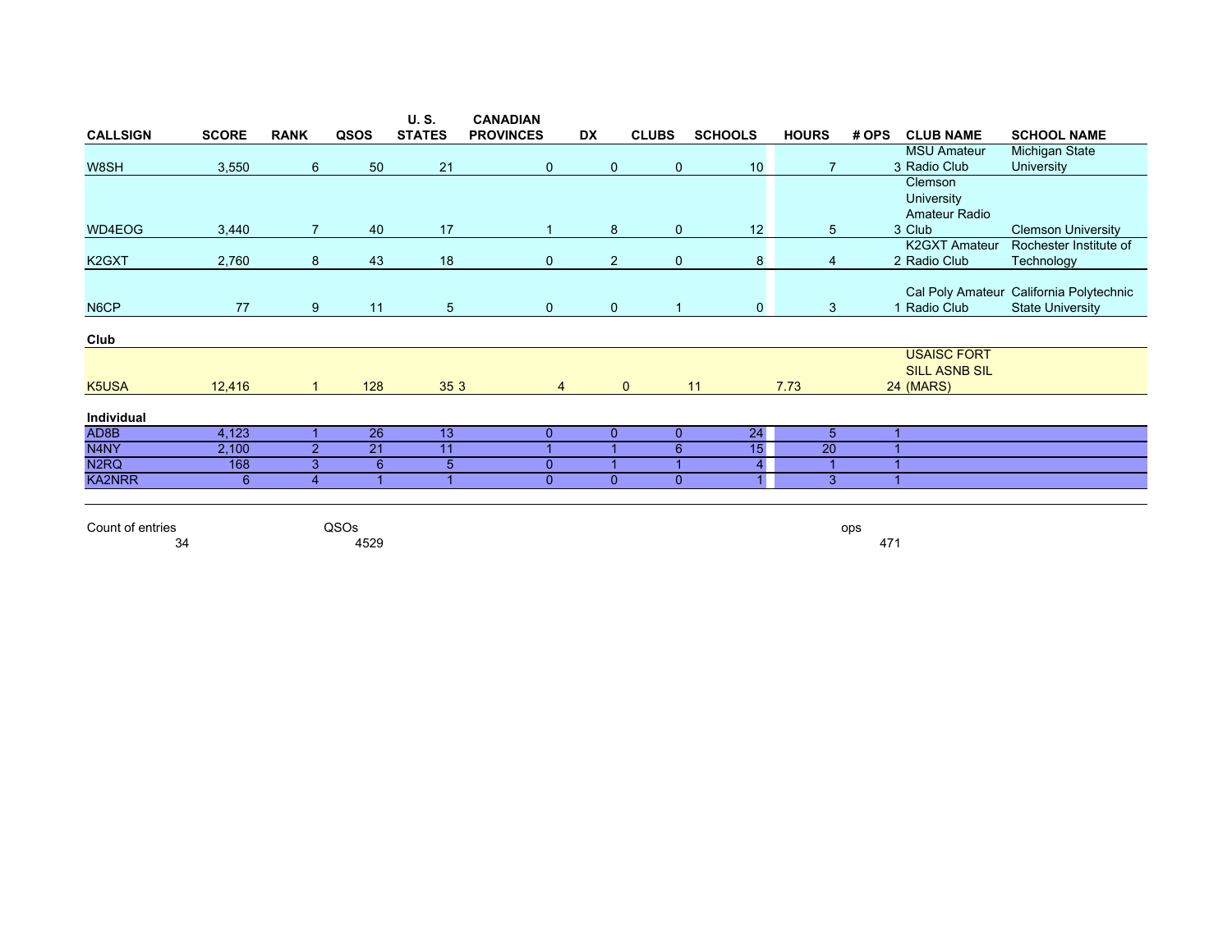| CALLSIGN | SCORE | RANK | QSOS | U. S. STATES | CANADIAN PROVINCES | DX | CLUBS | SCHOOLS | HOURS | # OPS | CLUB NAME | SCHOOL NAME |
|---|---|---|---|---|---|---|---|---|---|---|---|---|
| W8SH | 3,550 | 6 | 50 | 21 | 0 | 0 | 0 | 10 | 7 | 3 | MSU Amateur Radio Club | Michigan State University |
| WD4EOG | 3,440 | 7 | 40 | 17 | 1 | 8 | 0 | 12 | 5 | 3 | Clemson University Amateur Radio Club | Clemson University |
| K2GXT | 2,760 | 8 | 43 | 18 | 0 | 2 | 0 | 8 | 4 | 2 | K2GXT Amateur Radio Club | Rochester Institute of Technology |
| N6CP | 77 | 9 | 11 | 5 | 0 | 0 | 1 | 0 | 3 | 1 | Cal Poly Amateur Radio Club | California Polytechnic State University |
| **Club** | | | | | | | | | | | | |
| K5USA | 12,416 | 1 | 128 | 35 | 3 | 4 | 0 | 11 | 7.73 | 24 | USAISC FORT SILL ASNB SIL (MARS) | |
| **Individual** | | | | | | | | | | | | |
| AD8B | 4,123 | 1 | 26 | 13 | 0 | 0 | 0 | 24 | 5 | 1 | | |
| N4NY | 2,100 | 2 | 21 | 11 | 1 | 1 | 6 | 15 | 20 | 1 | | |
| N2RQ | 168 | 3 | 6 | 5 | 0 | 1 | 1 | 4 | 1 | 1 | | |
| KA2NRR | 6 | 4 | 1 | 1 | 0 | 0 | 0 | 1 | 3 | 1 | | |

| Count of entries | QSOs | ops |
|---|---|---|
| 34 | 4529 | 471 |